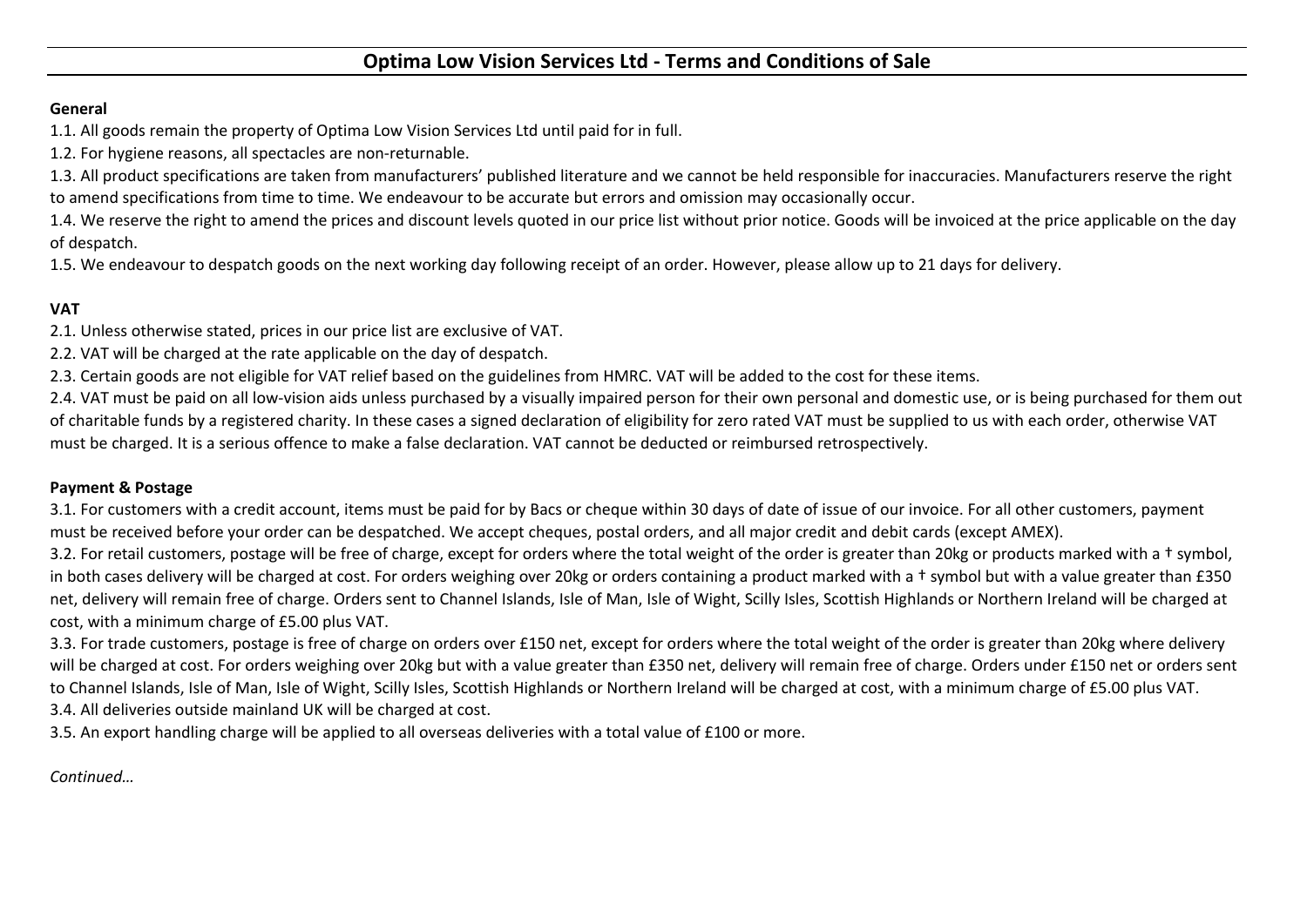# Optima Low Vision Services Ltd - Terms and Conditions of Sale

**General**

1.1. All goods remain the property of Optima Low Vision Services Ltd until paid for in full.

1.2. For hygiene reasons, all spectacles are non-returnable.

1.3. All product specifications are taken from manufacturers' published literature and we cannot be held responsible for inaccuracies. Manufacturers reserve the right to amend specifications from time to time. We endeavour to be accurate but errors and omission may occasionally occur.

1.4. We reserve the right to amend the prices and discount levels quoted in our price list without prior notice. Goods will be invoiced at the price applicable on the day of despatch.

1.5. We endeavour to despatch goods on the next working day following receipt of an order. However, please allow up to 21 days for delivery.

**VAT**

2.1. Unless otherwise stated, prices in our price list are exclusive of VAT.

2.2. VAT will be charged at the rate applicable on the day of despatch.

2.3. Certain goods are not eligible for VAT relief based on the guidelines from HMRC. VAT will be added to the cost for these items.

2.4. VAT must be paid on all low-vision aids unless purchased by a visually impaired person for their own personal and domestic use, or is being purchased for them out of charitable funds by a registered charity. In these cases a signed declaration of eligibility for zero rated VAT must be supplied to us with each order, otherwise VAT must be charged. It is a serious offence to make a false declaration. VAT cannot be deducted or reimbursed retrospectively.

**Payment & Postage**

3.1. For customers with a credit account, items must be paid for by Bacs or cheque within 30 days of date of issue of our invoice. For all other customers, payment must be received before your order can be despatched. We accept cheques, postal orders, and all major credit and debit cards (except AMEX).

3.2. For retail customers, postage will be free of charge, except for orders where the total weight of the order is greater than 20kg or products marked with a † symbol, in both cases delivery will be charged at cost. For orders weighing over 20kg or orders containing a product marked with a † symbol but with a value greater than £350 net, delivery will remain free of charge. Orders sent to Channel Islands, Isle of Man, Isle of Wight, Scilly Isles, Scottish Highlands or Northern Ireland will be charged at cost, with a minimum charge of £5.00 plus VAT.

3.3. For trade customers, postage is free of charge on orders over £150 net, except for orders where the total weight of the order is greater than 20kg where delivery will be charged at cost. For orders weighing over 20kg but with a value greater than £350 net, delivery will remain free of charge. Orders under £150 net or orders sent to Channel Islands, Isle of Man, Isle of Wight, Scilly Isles, Scottish Highlands or Northern Ireland will be charged at cost, with a minimum charge of £5.00 plus VAT.

3.4. All deliveries outside mainland UK will be charged at cost.

3.5. An export handling charge will be applied to all overseas deliveries with a total value of £100 or more.

*Continued…*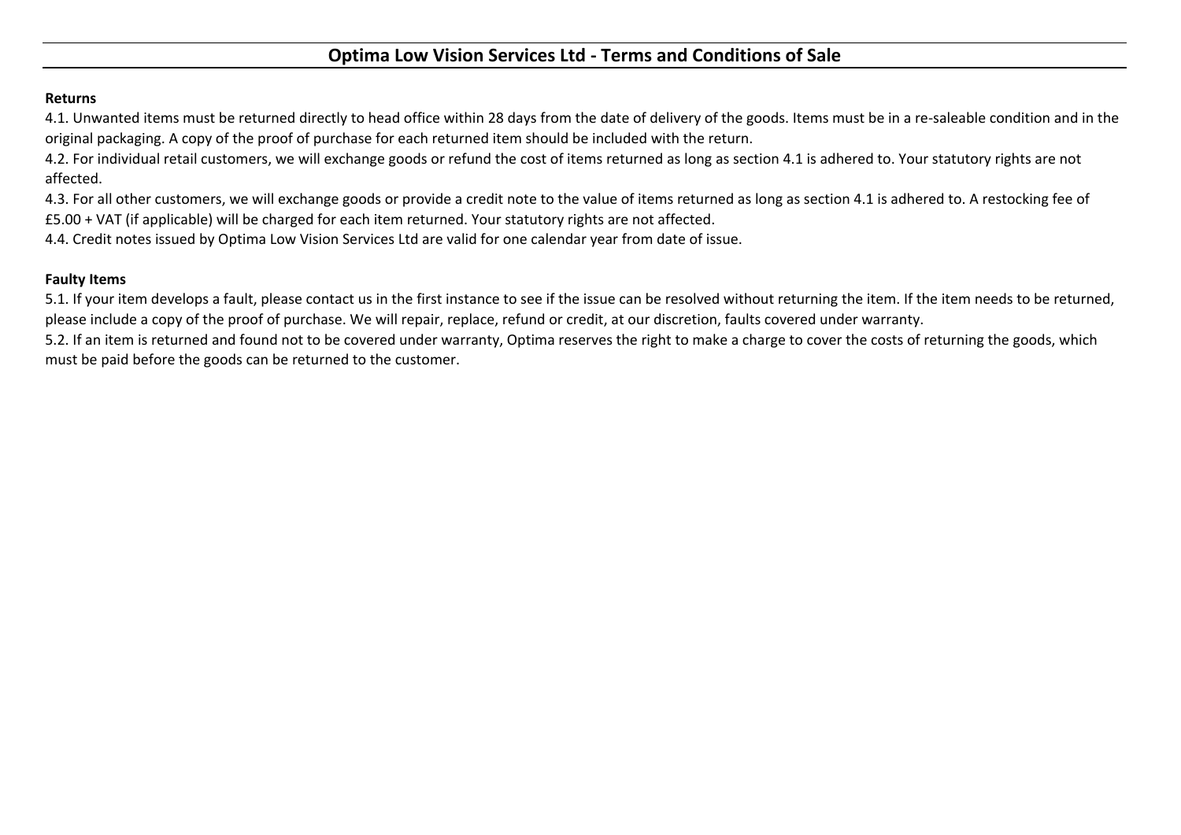## Optima Low Vision Services Ltd - Terms and Conditions of Sale

**Returns**

4.1. Unwanted items must be returned directly to head office within 28 days from the date of delivery of the goods. Items must be in a re-saleable condition and in the original packaging. A copy of the proof of purchase for each returned item should be included with the return.

4.2. For individual retail customers, we will exchange goods or refund the cost of items returned as long as section 4.1 is adhered to. Your statutory rights are not affected.

4.3. For all other customers, we will exchange goods or provide a credit note to the value of items returned as long as section 4.1 is adhered to. A restocking fee of £5.00 + VAT (if applicable) will be charged for each item returned. Your statutory rights are not affected.

4.4. Credit notes issued by Optima Low Vision Services Ltd are valid for one calendar year from date of issue.

**Faulty Items**

5.1. If your item develops a fault, please contact us in the first instance to see if the issue can be resolved without returning the item. If the item needs to be returned, please include a copy of the proof of purchase. We will repair, replace, refund or credit, at our discretion, faults covered under warranty.

5.2. If an item is returned and found not to be covered under warranty, Optima reserves the right to make a charge to cover the costs of returning the goods, which must be paid before the goods can be returned to the customer.